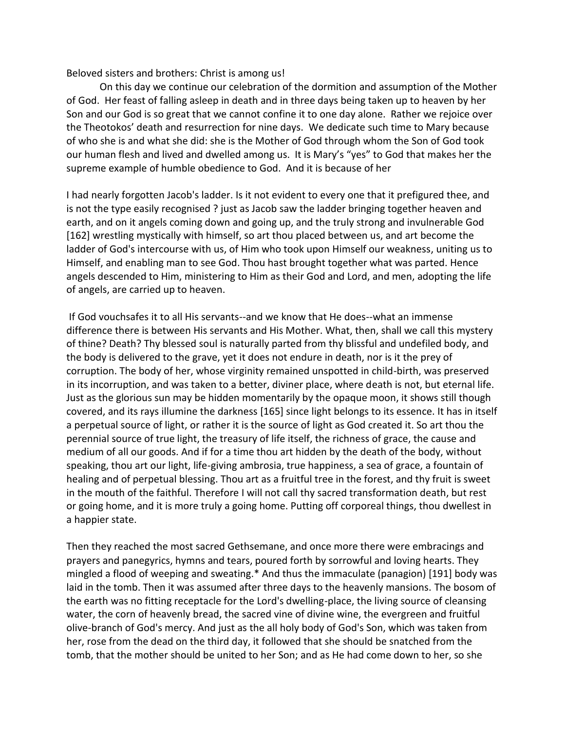Beloved sisters and brothers: Christ is among us!

On this day we continue our celebration of the dormition and assumption of the Mother of God. Her feast of falling asleep in death and in three days being taken up to heaven by her Son and our God is so great that we cannot confine it to one day alone. Rather we rejoice over the Theotokos' death and resurrection for nine days. We dedicate such time to Mary because of who she is and what she did: she is the Mother of God through whom the Son of God took our human flesh and lived and dwelled among us. It is Mary's "yes" to God that makes her the supreme example of humble obedience to God. And it is because of her

I had nearly forgotten Jacob's ladder. Is it not evident to every one that it prefigured thee, and is not the type easily recognised ? just as Jacob saw the ladder bringing together heaven and earth, and on it angels coming down and going up, and the truly strong and invulnerable God [162] wrestling mystically with himself, so art thou placed between us, and art become the ladder of God's intercourse with us, of Him who took upon Himself our weakness, uniting us to Himself, and enabling man to see God. Thou hast brought together what was parted. Hence angels descended to Him, ministering to Him as their God and Lord, and men, adopting the life of angels, are carried up to heaven.

If God vouchsafes it to all His servants--and we know that He does--what an immense difference there is between His servants and His Mother. What, then, shall we call this mystery of thine? Death? Thy blessed soul is naturally parted from thy blissful and undefiled body, and the body is delivered to the grave, yet it does not endure in death, nor is it the prey of corruption. The body of her, whose virginity remained unspotted in child-birth, was preserved in its incorruption, and was taken to a better, diviner place, where death is not, but eternal life. Just as the glorious sun may be hidden momentarily by the opaque moon, it shows still though covered, and its rays illumine the darkness [165] since light belongs to its essence. It has in itself a perpetual source of light, or rather it is the source of light as God created it. So art thou the perennial source of true light, the treasury of life itself, the richness of grace, the cause and medium of all our goods. And if for a time thou art hidden by the death of the body, without speaking, thou art our light, life-giving ambrosia, true happiness, a sea of grace, a fountain of healing and of perpetual blessing. Thou art as a fruitful tree in the forest, and thy fruit is sweet in the mouth of the faithful. Therefore I will not call thy sacred transformation death, but rest or going home, and it is more truly a going home. Putting off corporeal things, thou dwellest in a happier state.

Then they reached the most sacred Gethsemane, and once more there were embracings and prayers and panegyrics, hymns and tears, poured forth by sorrowful and loving hearts. They mingled a flood of weeping and sweating.* And thus the immaculate (panagion) [191] body was laid in the tomb. Then it was assumed after three days to the heavenly mansions. The bosom of the earth was no fitting receptacle for the Lord's dwelling-place, the living source of cleansing water, the corn of heavenly bread, the sacred vine of divine wine, the evergreen and fruitful olive-branch of God's mercy. And just as the all holy body of God's Son, which was taken from her, rose from the dead on the third day, it followed that she should be snatched from the tomb, that the mother should be united to her Son; and as He had come down to her, so she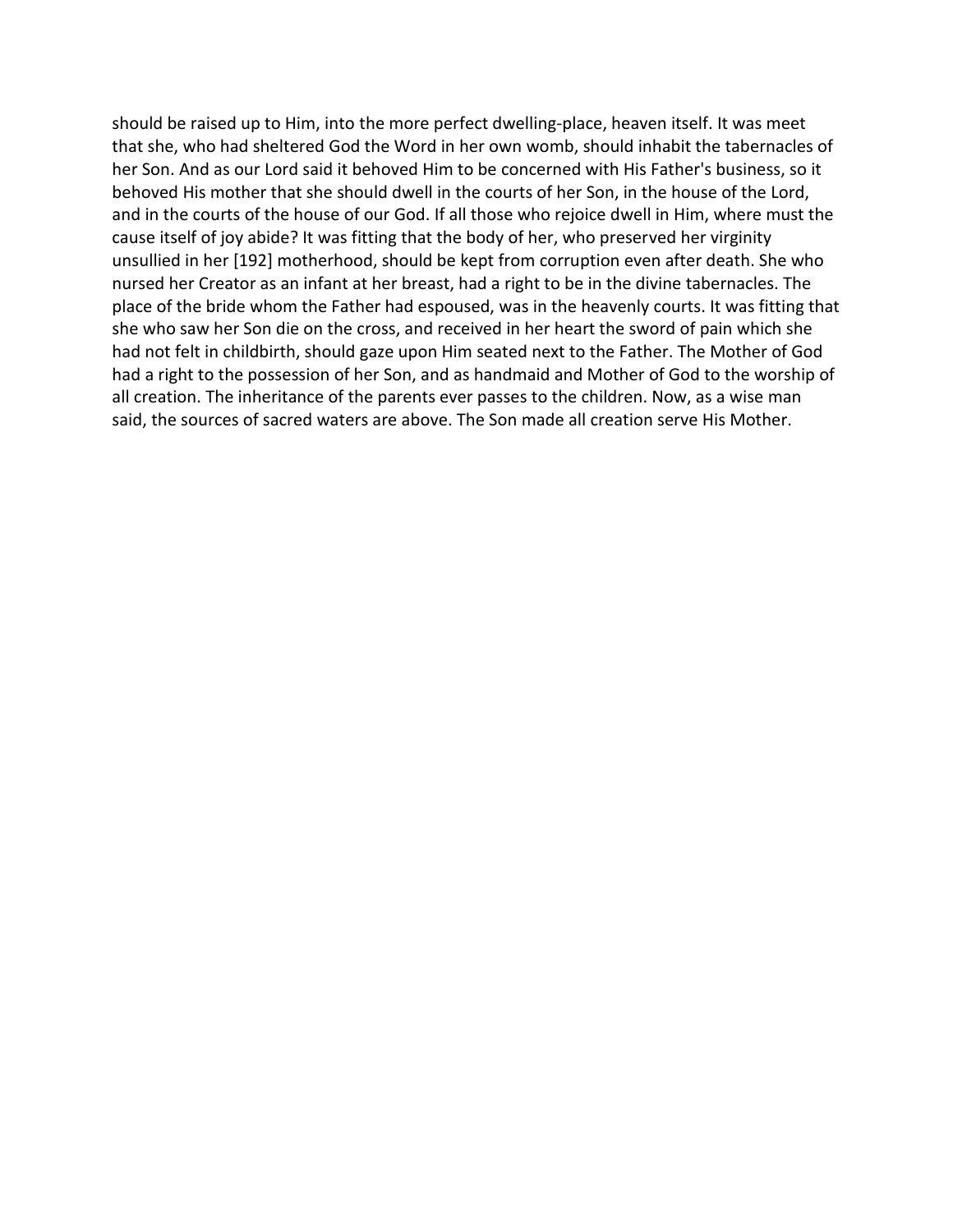should be raised up to Him, into the more perfect dwelling-place, heaven itself. It was meet that she, who had sheltered God the Word in her own womb, should inhabit the tabernacles of her Son. And as our Lord said it behoved Him to be concerned with His Father's business, so it behoved His mother that she should dwell in the courts of her Son, in the house of the Lord, and in the courts of the house of our God. If all those who rejoice dwell in Him, where must the cause itself of joy abide? It was fitting that the body of her, who preserved her virginity unsullied in her [192] motherhood, should be kept from corruption even after death. She who nursed her Creator as an infant at her breast, had a right to be in the divine tabernacles. The place of the bride whom the Father had espoused, was in the heavenly courts. It was fitting that she who saw her Son die on the cross, and received in her heart the sword of pain which she had not felt in childbirth, should gaze upon Him seated next to the Father. The Mother of God had a right to the possession of her Son, and as handmaid and Mother of God to the worship of all creation. The inheritance of the parents ever passes to the children. Now, as a wise man said, the sources of sacred waters are above. The Son made all creation serve His Mother.